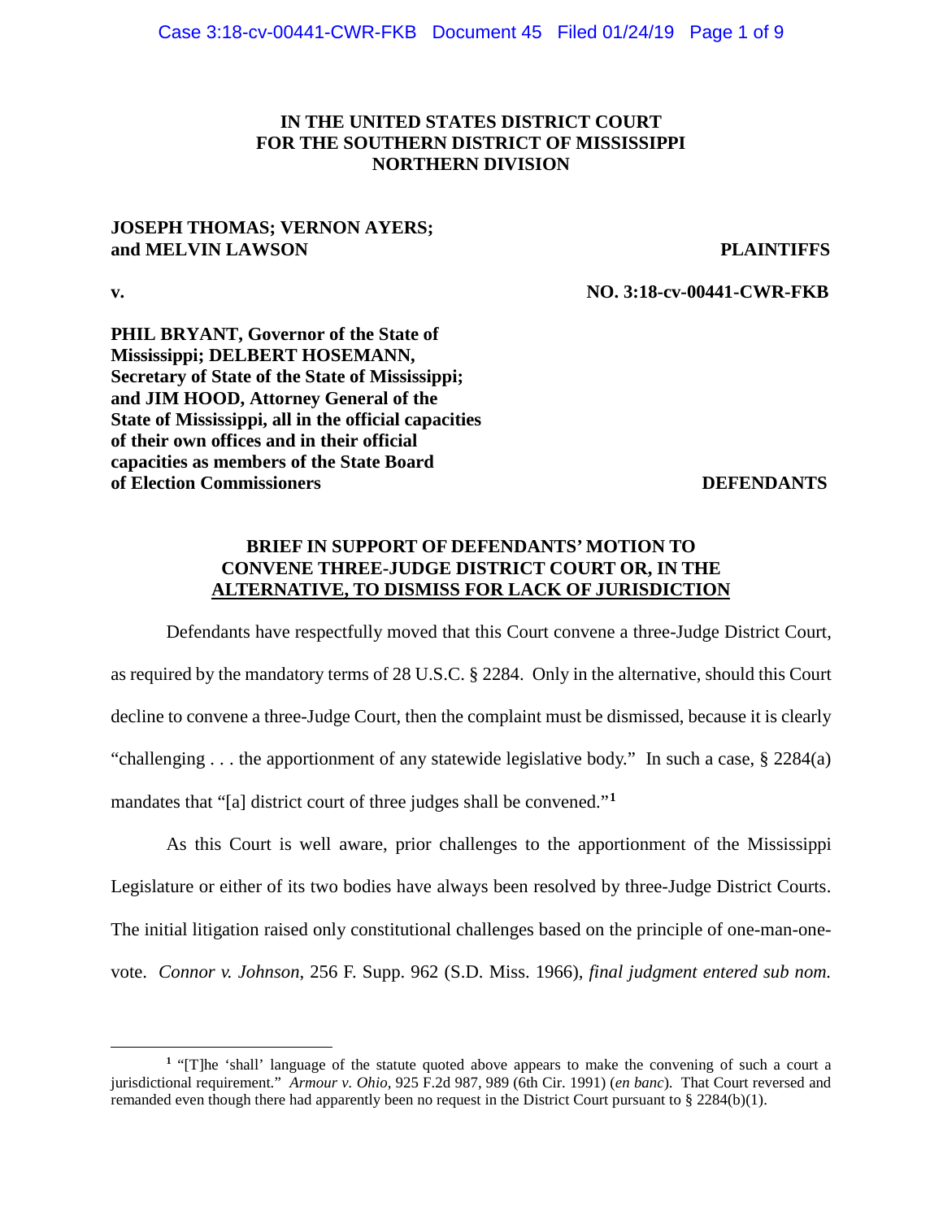**IN THE UNITED STATES DISTRICT COURT FOR THE SOUTHERN DISTRICT OF MISSISSIPPI NORTHERN DIVISION**

**JOSEPH THOMAS; VERNON AYERS; and MELVIN LAWSON** **PLAINTIFFS**

**v.** **NO. 3:18-cv-00441-CWR-FKB**

**PHIL BRYANT, Governor of the State of Mississippi; DELBERT HOSEMANN, Secretary of State of the State of Mississippi; and JIM HOOD, Attorney General of the State of Mississippi, all in the official capacities of their own offices and in their official capacities as members of the State Board of Election Commissioners** **DEFENDANTS**

**BRIEF IN SUPPORT OF DEFENDANTS' MOTION TO CONVENE THREE-JUDGE DISTRICT COURT OR, IN THE ALTERNATIVE, TO DISMISS FOR LACK OF JURISDICTION**

Defendants have respectfully moved that this Court convene a three-Judge District Court, as required by the mandatory terms of 28 U.S.C. § 2284. Only in the alternative, should this Court decline to convene a three-Judge Court, then the complaint must be dismissed, because it is clearly "challenging . . . the apportionment of any statewide legislative body." In such a case, § 2284(a) mandates that "[a] district court of three judges shall be convened."[1]

As this Court is well aware, prior challenges to the apportionment of the Mississippi Legislature or either of its two bodies have always been resolved by three-Judge District Courts. The initial litigation raised only constitutional challenges based on the principle of one-man-one-vote. *Connor v. Johnson*, 256 F. Supp. 962 (S.D. Miss. 1966), *final judgment entered sub nom.*

---

[1] "[T]he 'shall' language of the statute quoted above appears to make the convening of such a court a jurisdictional requirement." *Armour v. Ohio*, 925 F.2d 987, 989 (6th Cir. 1991) (*en banc*). That Court reversed and remanded even though there had apparently been no request in the District Court pursuant to § 2284(b)(1).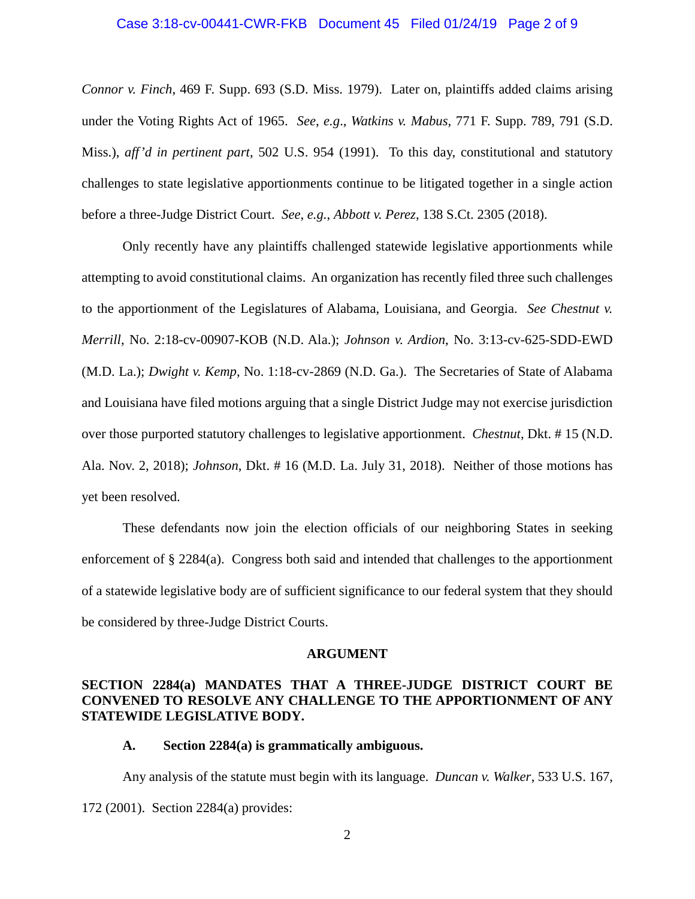*Connor v. Finch*, 469 F. Supp. 693 (S.D. Miss. 1979). Later on, plaintiffs added claims arising under the Voting Rights Act of 1965. *See*, *e.g*., *Watkins v. Mabus*, 771 F. Supp. 789, 791 (S.D. Miss.), *aff'd in pertinent part*, 502 U.S. 954 (1991). To this day, constitutional and statutory challenges to state legislative apportionments continue to be litigated together in a single action before a three-Judge District Court. *See*, *e.g.*, *Abbott v. Perez*, 138 S.Ct. 2305 (2018).

Only recently have any plaintiffs challenged statewide legislative apportionments while attempting to avoid constitutional claims. An organization has recently filed three such challenges to the apportionment of the Legislatures of Alabama, Louisiana, and Georgia. *See Chestnut v. Merrill*, No. 2:18-cv-00907-KOB (N.D. Ala.); *Johnson v. Ardion*, No. 3:13-cv-625-SDD-EWD (M.D. La.); *Dwight v. Kemp*, No. 1:18-cv-2869 (N.D. Ga.). The Secretaries of State of Alabama and Louisiana have filed motions arguing that a single District Judge may not exercise jurisdiction over those purported statutory challenges to legislative apportionment. *Chestnut*, Dkt. # 15 (N.D. Ala. Nov. 2, 2018); *Johnson*, Dkt. # 16 (M.D. La. July 31, 2018). Neither of those motions has yet been resolved.

These defendants now join the election officials of our neighboring States in seeking enforcement of § 2284(a). Congress both said and intended that challenges to the apportionment of a statewide legislative body are of sufficient significance to our federal system that they should be considered by three-Judge District Courts.

## ARGUMENT

### SECTION 2284(a) MANDATES THAT A THREE-JUDGE DISTRICT COURT BE CONVENED TO RESOLVE ANY CHALLENGE TO THE APPORTIONMENT OF ANY STATEWIDE LEGISLATIVE BODY.

#### A. Section 2284(a) is grammatically ambiguous.

Any analysis of the statute must begin with its language. *Duncan v. Walker*, 533 U.S. 167, 172 (2001). Section 2284(a) provides: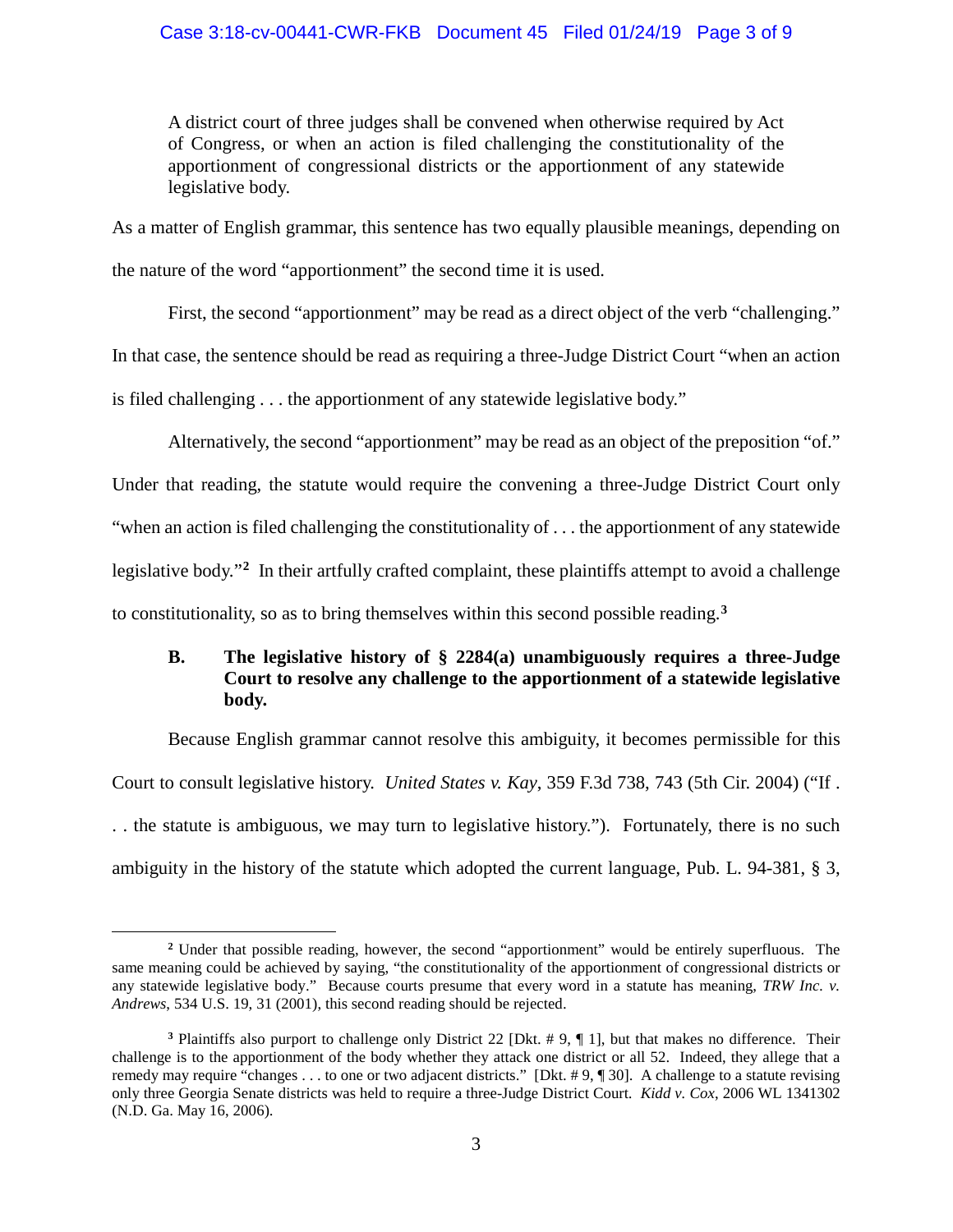> A district court of three judges shall be convened when otherwise required by Act of Congress, or when an action is filed challenging the constitutionality of the apportionment of congressional districts or the apportionment of any statewide legislative body.

As a matter of English grammar, this sentence has two equally plausible meanings, depending on the nature of the word "apportionment" the second time it is used.

First, the second "apportionment" may be read as a direct object of the verb "challenging." In that case, the sentence should be read as requiring a three-Judge District Court "when an action is filed challenging . . . the apportionment of any statewide legislative body."

Alternatively, the second "apportionment" may be read as an object of the preposition "of." Under that reading, the statute would require the convening a three-Judge District Court only "when an action is filed challenging the constitutionality of . . . the apportionment of any statewide legislative body."[2] In their artfully crafted complaint, these plaintiffs attempt to avoid a challenge to constitutionality, so as to bring themselves within this second possible reading.[3]

### B. The legislative history of § 2284(a) unambiguously requires a three-Judge Court to resolve any challenge to the apportionment of a statewide legislative body.

Because English grammar cannot resolve this ambiguity, it becomes permissible for this Court to consult legislative history. *United States v. Kay*, 359 F.3d 738, 743 (5th Cir. 2004) ("If . . . the statute is ambiguous, we may turn to legislative history."). Fortunately, there is no such ambiguity in the history of the statute which adopted the current language, Pub. L. 94-381, § 3,

---

[2] Under that possible reading, however, the second "apportionment" would be entirely superfluous. The same meaning could be achieved by saying, "the constitutionality of the apportionment of congressional districts or any statewide legislative body." Because courts presume that every word in a statute has meaning, *TRW Inc. v. Andrews*, 534 U.S. 19, 31 (2001), this second reading should be rejected.

[3] Plaintiffs also purport to challenge only District 22 [Dkt. # 9, ¶ 1], but that makes no difference. Their challenge is to the apportionment of the body whether they attack one district or all 52. Indeed, they allege that a remedy may require "changes . . . to one or two adjacent districts." [Dkt. # 9, ¶ 30]. A challenge to a statute revising only three Georgia Senate districts was held to require a three-Judge District Court. *Kidd v. Cox*, 2006 WL 1341302 (N.D. Ga. May 16, 2006).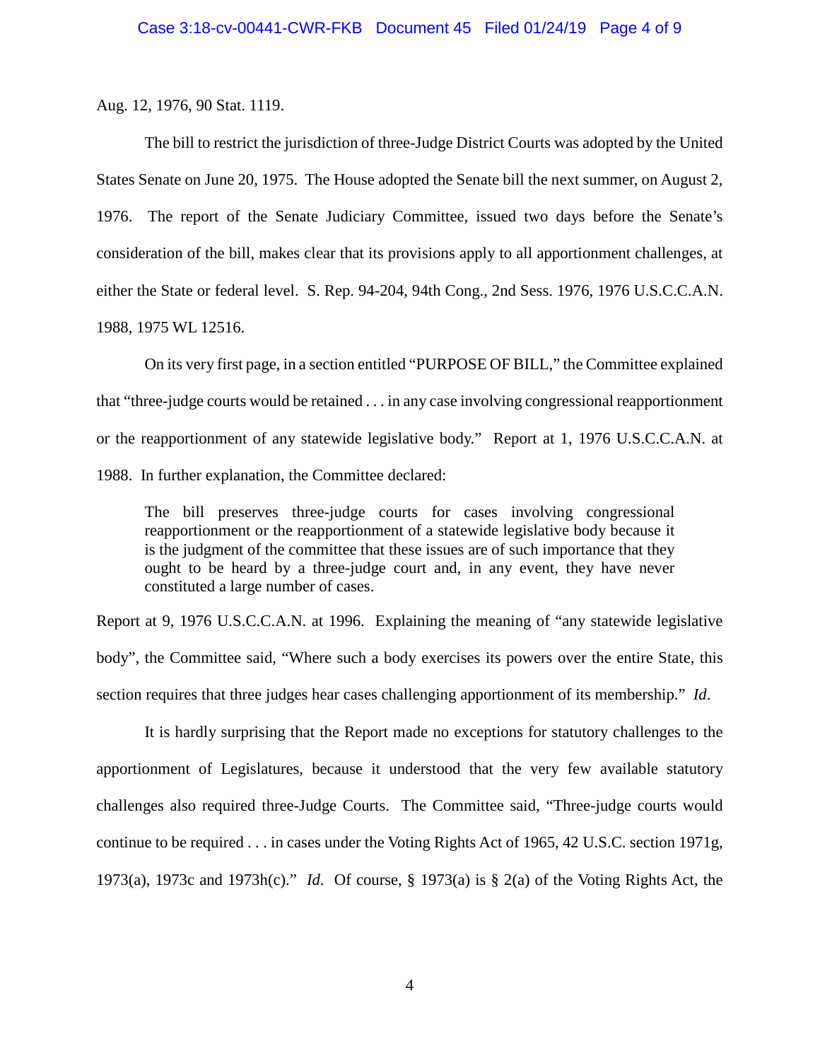Aug. 12, 1976, 90 Stat. 1119.

The bill to restrict the jurisdiction of three-Judge District Courts was adopted by the United States Senate on June 20, 1975. The House adopted the Senate bill the next summer, on August 2, 1976. The report of the Senate Judiciary Committee, issued two days before the Senate's consideration of the bill, makes clear that its provisions apply to all apportionment challenges, at either the State or federal level. S. Rep. 94-204, 94th Cong., 2nd Sess. 1976, 1976 U.S.C.C.A.N. 1988, 1975 WL 12516.

On its very first page, in a section entitled "PURPOSE OF BILL," the Committee explained that "three-judge courts would be retained . . . in any case involving congressional reapportionment or the reapportionment of any statewide legislative body." Report at 1, 1976 U.S.C.C.A.N. at 1988. In further explanation, the Committee declared:

> The bill preserves three-judge courts for cases involving congressional reapportionment or the reapportionment of a statewide legislative body because it is the judgment of the committee that these issues are of such importance that they ought to be heard by a three-judge court and, in any event, they have never constituted a large number of cases.

Report at 9, 1976 U.S.C.C.A.N. at 1996. Explaining the meaning of "any statewide legislative body", the Committee said, "Where such a body exercises its powers over the entire State, this section requires that three judges hear cases challenging apportionment of its membership." *Id*.

It is hardly surprising that the Report made no exceptions for statutory challenges to the apportionment of Legislatures, because it understood that the very few available statutory challenges also required three-Judge Courts. The Committee said, "Three-judge courts would continue to be required . . . in cases under the Voting Rights Act of 1965, 42 U.S.C. section 1971g, 1973(a), 1973c and 1973h(c)." *Id*. Of course, § 1973(a) is § 2(a) of the Voting Rights Act, the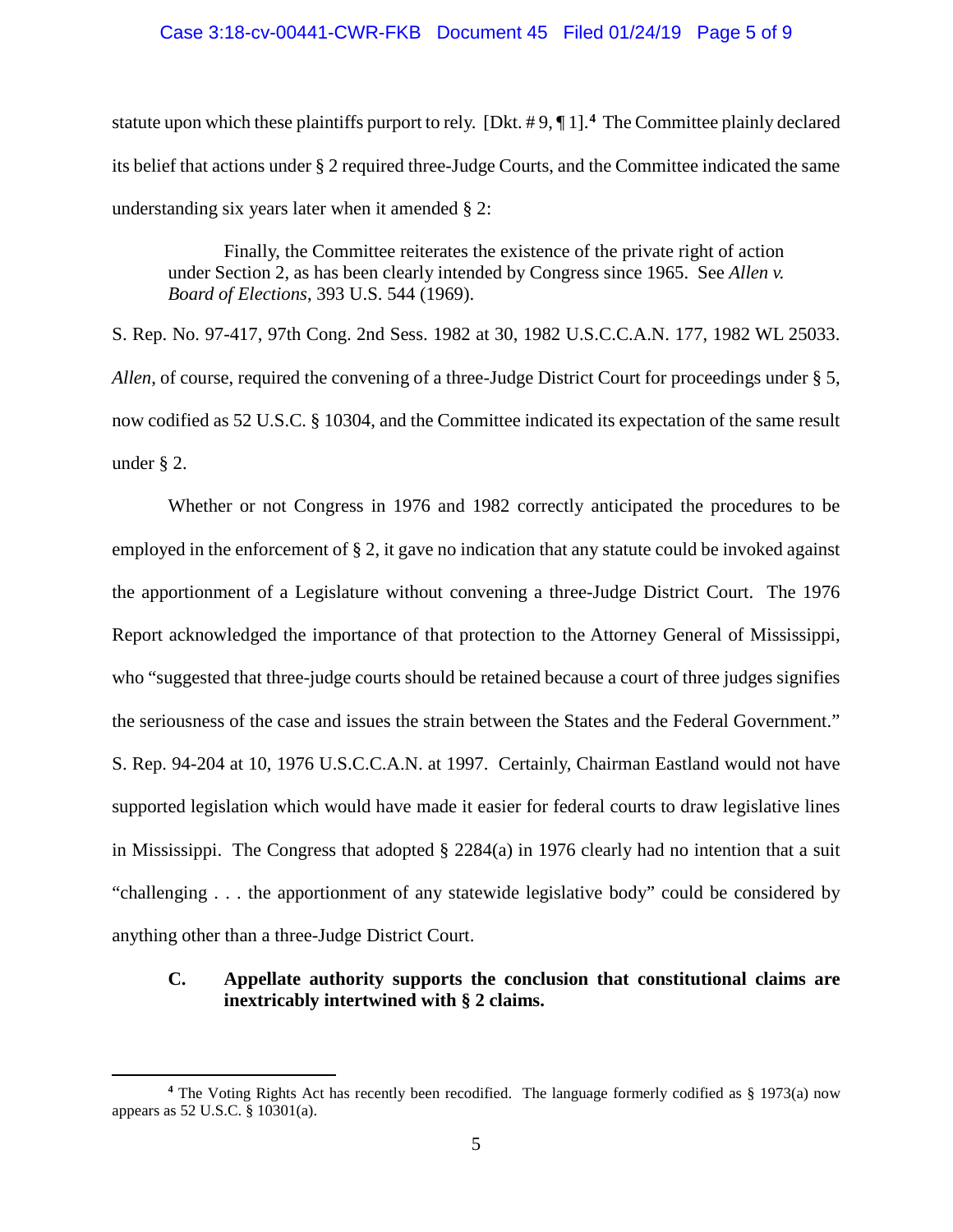statute upon which these plaintiffs purport to rely. [Dkt. # 9, ¶ 1].[4] The Committee plainly declared its belief that actions under § 2 required three-Judge Courts, and the Committee indicated the same understanding six years later when it amended § 2:

> Finally, the Committee reiterates the existence of the private right of action under Section 2, as has been clearly intended by Congress since 1965. See *Allen v. Board of Elections*, 393 U.S. 544 (1969).

S. Rep. No. 97-417, 97th Cong. 2nd Sess. 1982 at 30, 1982 U.S.C.C.A.N. 177, 1982 WL 25033. *Allen*, of course, required the convening of a three-Judge District Court for proceedings under § 5, now codified as 52 U.S.C. § 10304, and the Committee indicated its expectation of the same result under § 2.

Whether or not Congress in 1976 and 1982 correctly anticipated the procedures to be employed in the enforcement of § 2, it gave no indication that any statute could be invoked against the apportionment of a Legislature without convening a three-Judge District Court. The 1976 Report acknowledged the importance of that protection to the Attorney General of Mississippi, who "suggested that three-judge courts should be retained because a court of three judges signifies the seriousness of the case and issues the strain between the States and the Federal Government." S. Rep. 94-204 at 10, 1976 U.S.C.C.A.N. at 1997. Certainly, Chairman Eastland would not have supported legislation which would have made it easier for federal courts to draw legislative lines in Mississippi. The Congress that adopted § 2284(a) in 1976 clearly had no intention that a suit "challenging . . . the apportionment of any statewide legislative body" could be considered by anything other than a three-Judge District Court.

**C. Appellate authority supports the conclusion that constitutional claims are inextricably intertwined with § 2 claims.**

[4] The Voting Rights Act has recently been recodified. The language formerly codified as § 1973(a) now appears as 52 U.S.C. § 10301(a).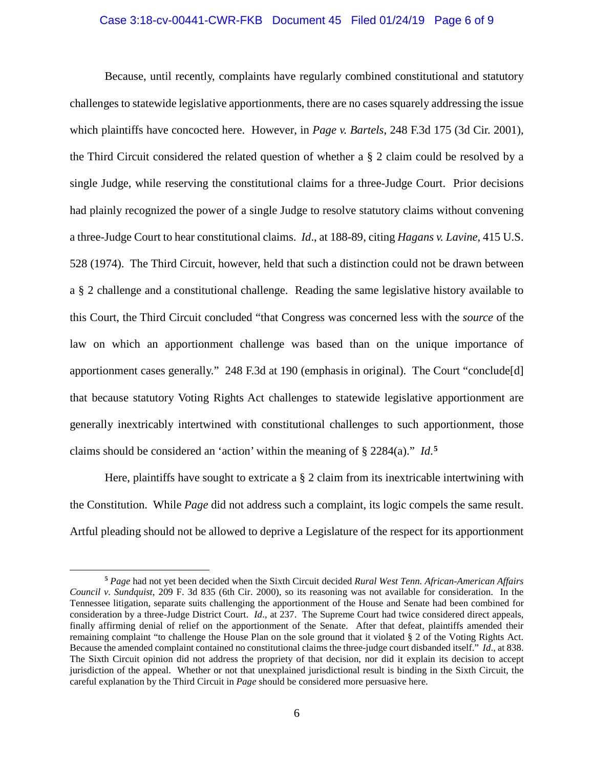Because, until recently, complaints have regularly combined constitutional and statutory challenges to statewide legislative apportionments, there are no cases squarely addressing the issue which plaintiffs have concocted here. However, in *Page v. Bartels*, 248 F.3d 175 (3d Cir. 2001), the Third Circuit considered the related question of whether a § 2 claim could be resolved by a single Judge, while reserving the constitutional claims for a three-Judge Court. Prior decisions had plainly recognized the power of a single Judge to resolve statutory claims without convening a three-Judge Court to hear constitutional claims. *Id*., at 188-89, citing *Hagans v. Lavine*, 415 U.S. 528 (1974). The Third Circuit, however, held that such a distinction could not be drawn between a § 2 challenge and a constitutional challenge. Reading the same legislative history available to this Court, the Third Circuit concluded "that Congress was concerned less with the *source* of the law on which an apportionment challenge was based than on the unique importance of apportionment cases generally." 248 F.3d at 190 (emphasis in original). The Court "conclude[d] that because statutory Voting Rights Act challenges to statewide legislative apportionment are generally inextricably intertwined with constitutional challenges to such apportionment, those claims should be considered an 'action' within the meaning of § 2284(a)." *Id*.[5]

Here, plaintiffs have sought to extricate a § 2 claim from its inextricable intertwining with the Constitution. While *Page* did not address such a complaint, its logic compels the same result. Artful pleading should not be allowed to deprive a Legislature of the respect for its apportionment

[5] *Page* had not yet been decided when the Sixth Circuit decided *Rural West Tenn. African-American Affairs Council v. Sundquist*, 209 F. 3d 835 (6th Cir. 2000), so its reasoning was not available for consideration. In the Tennessee litigation, separate suits challenging the apportionment of the House and Senate had been combined for consideration by a three-Judge District Court. *Id*., at 237. The Supreme Court had twice considered direct appeals, finally affirming denial of relief on the apportionment of the Senate. After that defeat, plaintiffs amended their remaining complaint "to challenge the House Plan on the sole ground that it violated § 2 of the Voting Rights Act. Because the amended complaint contained no constitutional claims the three-judge court disbanded itself." *Id*., at 838. The Sixth Circuit opinion did not address the propriety of that decision, nor did it explain its decision to accept jurisdiction of the appeal. Whether or not that unexplained jurisdictional result is binding in the Sixth Circuit, the careful explanation by the Third Circuit in *Page* should be considered more persuasive here.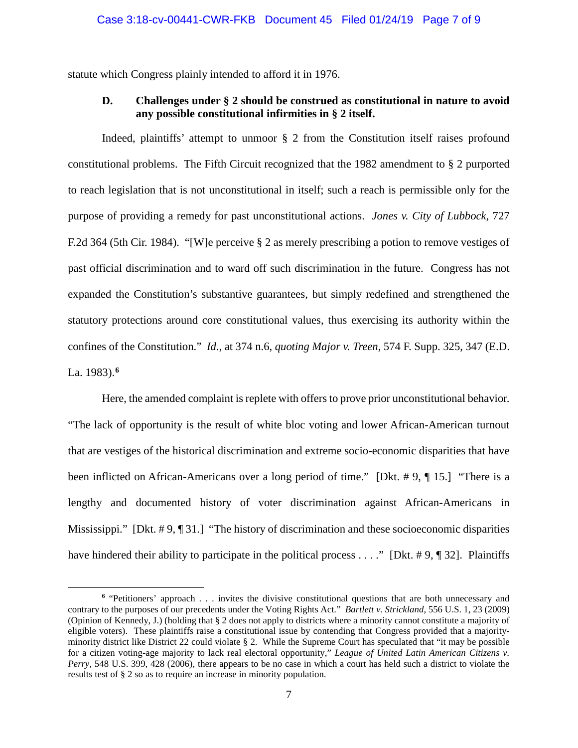statute which Congress plainly intended to afford it in 1976.

**D. Challenges under § 2 should be construed as constitutional in nature to avoid any possible constitutional infirmities in § 2 itself.**

Indeed, plaintiffs' attempt to unmoor § 2 from the Constitution itself raises profound constitutional problems. The Fifth Circuit recognized that the 1982 amendment to § 2 purported to reach legislation that is not unconstitutional in itself; such a reach is permissible only for the purpose of providing a remedy for past unconstitutional actions. *Jones v. City of Lubbock*, 727 F.2d 364 (5th Cir. 1984). "[W]e perceive § 2 as merely prescribing a potion to remove vestiges of past official discrimination and to ward off such discrimination in the future. Congress has not expanded the Constitution's substantive guarantees, but simply redefined and strengthened the statutory protections around core constitutional values, thus exercising its authority within the confines of the Constitution." *Id*., at 374 n.6, *quoting Major v. Treen*, 574 F. Supp. 325, 347 (E.D. La. 1983).[6]

Here, the amended complaint is replete with offers to prove prior unconstitutional behavior. "The lack of opportunity is the result of white bloc voting and lower African-American turnout that are vestiges of the historical discrimination and extreme socio-economic disparities that have been inflicted on African-Americans over a long period of time." [Dkt. # 9, ¶ 15.] "There is a lengthy and documented history of voter discrimination against African-Americans in Mississippi." [Dkt. # 9, ¶ 31.] "The history of discrimination and these socioeconomic disparities have hindered their ability to participate in the political process . . . ." [Dkt. # 9, ¶ 32]. Plaintiffs

---

[6] "Petitioners' approach . . . invites the divisive constitutional questions that are both unnecessary and contrary to the purposes of our precedents under the Voting Rights Act." *Bartlett v. Strickland*, 556 U.S. 1, 23 (2009) (Opinion of Kennedy, J.) (holding that § 2 does not apply to districts where a minority cannot constitute a majority of eligible voters). These plaintiffs raise a constitutional issue by contending that Congress provided that a majority-minority district like District 22 could violate § 2. While the Supreme Court has speculated that "it may be possible for a citizen voting-age majority to lack real electoral opportunity," *League of United Latin American Citizens v. Perry*, 548 U.S. 399, 428 (2006), there appears to be no case in which a court has held such a district to violate the results test of § 2 so as to require an increase in minority population.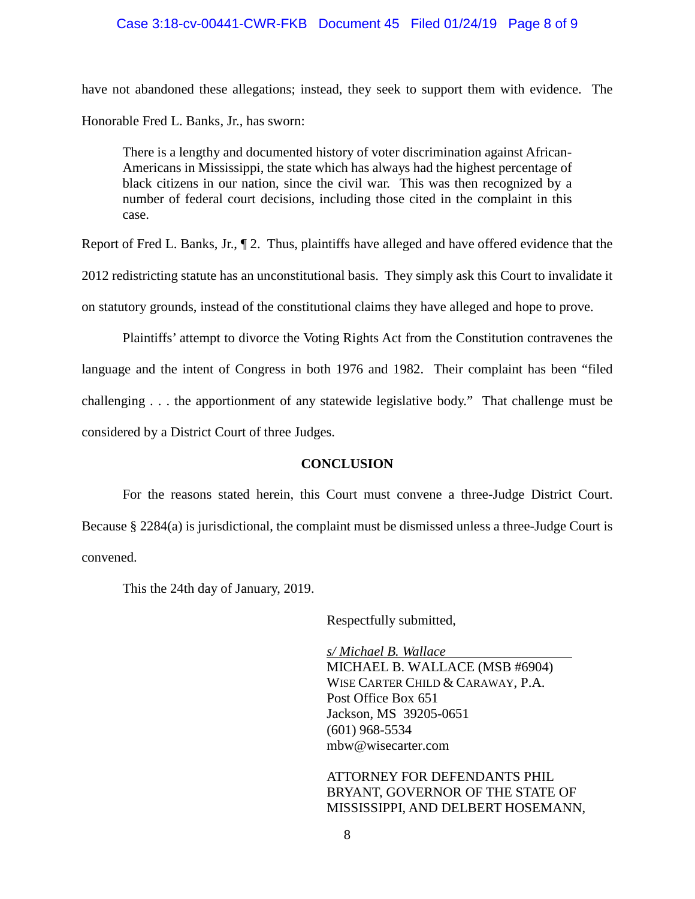have not abandoned these allegations; instead, they seek to support them with evidence. The Honorable Fred L. Banks, Jr., has sworn:

> There is a lengthy and documented history of voter discrimination against African-Americans in Mississippi, the state which has always had the highest percentage of black citizens in our nation, since the civil war. This was then recognized by a number of federal court decisions, including those cited in the complaint in this case.

Report of Fred L. Banks, Jr., ¶ 2. Thus, plaintiffs have alleged and have offered evidence that the 2012 redistricting statute has an unconstitutional basis. They simply ask this Court to invalidate it on statutory grounds, instead of the constitutional claims they have alleged and hope to prove.

Plaintiffs' attempt to divorce the Voting Rights Act from the Constitution contravenes the language and the intent of Congress in both 1976 and 1982. Their complaint has been "filed challenging . . . the apportionment of any statewide legislative body." That challenge must be considered by a District Court of three Judges.

**CONCLUSION**

For the reasons stated herein, this Court must convene a three-Judge District Court. Because § 2284(a) is jurisdictional, the complaint must be dismissed unless a three-Judge Court is convened.

This the 24th day of January, 2019.

Respectfully submitted,

*s/ Michael B. Wallace*
MICHAEL B. WALLACE (MSB #6904)
WISE CARTER CHILD & CARAWAY, P.A.
Post Office Box 651
Jackson, MS 39205-0651
(601) 968-5534
mbw@wisecarter.com

ATTORNEY FOR DEFENDANTS PHIL BRYANT, GOVERNOR OF THE STATE OF MISSISSIPPI, AND DELBERT HOSEMANN,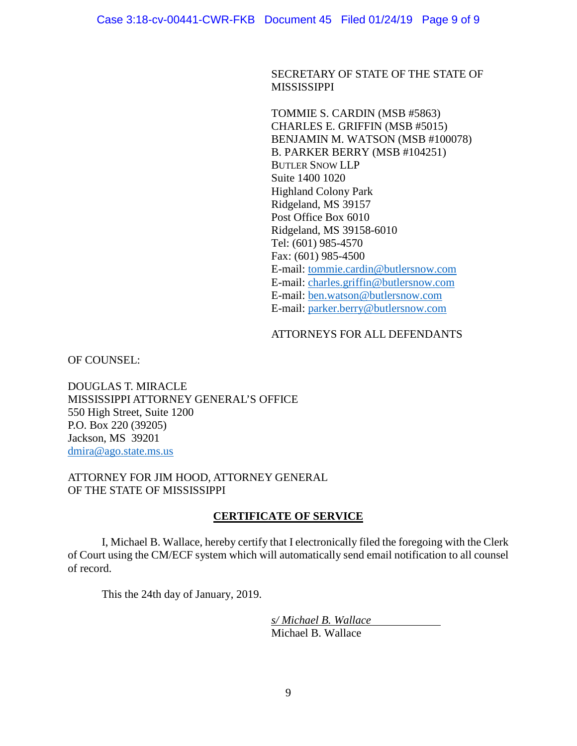SECRETARY OF STATE OF THE STATE OF MISSISSIPPI

TOMMIE S. CARDIN (MSB #5863)
CHARLES E. GRIFFIN (MSB #5015)
BENJAMIN M. WATSON (MSB #100078)
B. PARKER BERRY (MSB #104251)
BUTLER SNOW LLP
Suite 1400 1020
Highland Colony Park
Ridgeland, MS 39157
Post Office Box 6010
Ridgeland, MS 39158-6010
Tel: (601) 985-4570
Fax: (601) 985-4500
E-mail: tommie.cardin@butlersnow.com
E-mail: charles.griffin@butlersnow.com
E-mail: ben.watson@butlersnow.com
E-mail: parker.berry@butlersnow.com

ATTORNEYS FOR ALL DEFENDANTS

OF COUNSEL:

DOUGLAS T. MIRACLE
MISSISSIPPI ATTORNEY GENERAL'S OFFICE
550 High Street, Suite 1200
P.O. Box 220 (39205)
Jackson, MS 39201
dmira@ago.state.ms.us

ATTORNEY FOR JIM HOOD, ATTORNEY GENERAL OF THE STATE OF MISSISSIPPI

## CERTIFICATE OF SERVICE

I, Michael B. Wallace, hereby certify that I electronically filed the foregoing with the Clerk of Court using the CM/ECF system which will automatically send email notification to all counsel of record.

This the 24th day of January, 2019.

*s/ Michael B. Wallace*
Michael B. Wallace